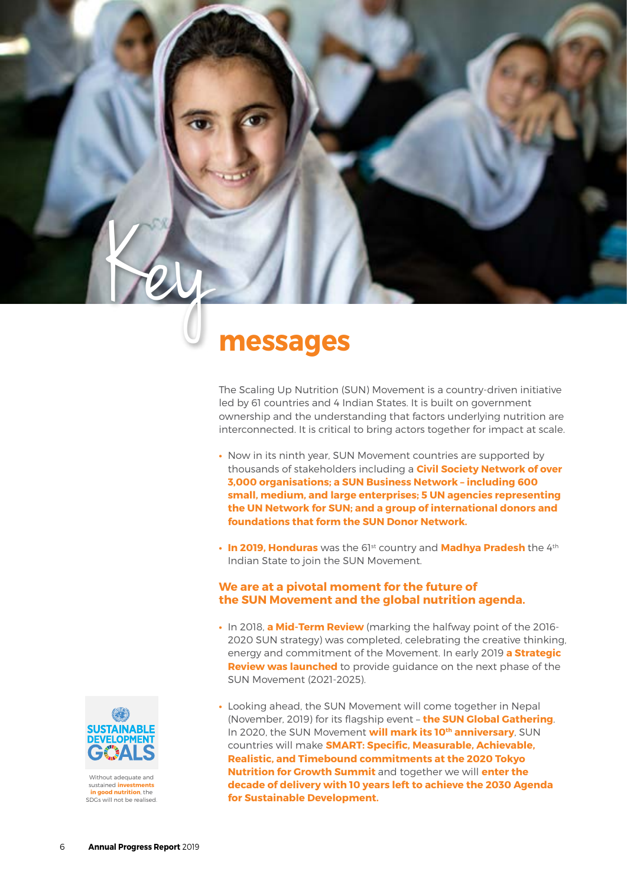# Key messages

The Scaling Up Nutrition (SUN) Movement is a country-driven initiative led by 61 countries and 4 Indian States. It is built on government ownership and the understanding that factors underlying nutrition are interconnected. It is critical to bring actors together for impact at scale.

- Now in its ninth year, SUN Movement countries are supported by thousands of stakeholders including a **Civil Society Network of over 3,000 organisations; a SUN Business Network – including 600 small, medium, and large enterprises; 5 UN agencies representing the UN Network for SUN; and a group of international donors and foundations that form the SUN Donor Network.**
- **In 2019, Honduras** was the 61st country and **Madhya Pradesh** the 4th Indian State to join the SUN Movement.

**We are at a pivotal moment for the future of the SUN Movement and the global nutrition agenda.**

- In 2018, **a Mid-Term Review** (marking the halfway point of the 2016-2020 SUN strategy) was completed, celebrating the creative thinking, energy and commitment of the Movement. In early 2019 **a Strategic Review was launched** to provide guidance on the next phase of the SUN Movement (2021-2025).
- Looking ahead, the SUN Movement will come together in Nepal (November, 2019) for its flagship event – **the SUN Global Gathering**. In 2020, the SUN Movement **will mark its 10th anniversary**, SUN countries will make **SMART: Specific, Measurable, Achievable, Realistic, and Timebound commitments at the 2020 Tokyo Nutrition for Growth Summit** and together we will **enter the decade of delivery with 10 years left to achieve the 2030 Agenda for Sustainable Development.**

SUSTAINABLE DEVELOPMENT GOALS

Without adequate and sustained **investments in good nutrition**, the SDGs will not be realised.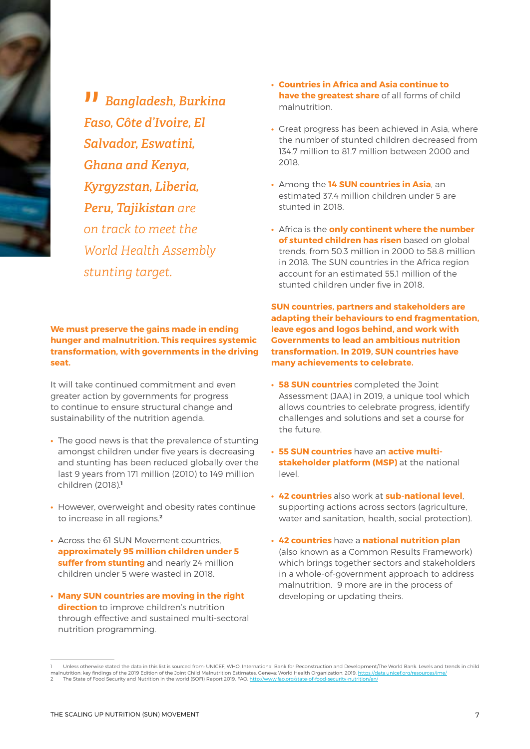> *Bangladesh, Burkina Faso, Côte d'Ivoire, El Salvador, Eswatini, Ghana and Kenya, Kyrgyzstan, Liberia, Peru, Tajikistan are on track to meet the World Health Assembly stunting target.*

**We must preserve the gains made in ending hunger and malnutrition. This requires systemic transformation, with governments in the driving seat.**

It will take continued commitment and even greater action by governments for progress to continue to ensure structural change and sustainability of the nutrition agenda.

- The good news is that the prevalence of stunting amongst children under five years is decreasing and stunting has been reduced globally over the last 9 years from 171 million (2010) to 149 million children (2018).[1]
- However, overweight and obesity rates continue to increase in all regions.[2]
- Across the 61 SUN Movement countries, **approximately 95 million children under 5 suffer from stunting** and nearly 24 million children under 5 were wasted in 2018.
- **Many SUN countries are moving in the right direction** to improve children's nutrition through effective and sustained multi-sectoral nutrition programming.
- **Countries in Africa and Asia continue to have the greatest share** of all forms of child malnutrition.
- Great progress has been achieved in Asia, where the number of stunted children decreased from 134.7 million to 81.7 million between 2000 and 2018.
- Among the **14 SUN countries in Asia**, an estimated 37.4 million children under 5 are stunted in 2018.
- Africa is the **only continent where the number of stunted children has risen** based on global trends, from 50.3 million in 2000 to 58.8 million in 2018. The SUN countries in the Africa region account for an estimated 55.1 million of the stunted children under five in 2018.

**SUN countries, partners and stakeholders are adapting their behaviours to end fragmentation, leave egos and logos behind, and work with Governments to lead an ambitious nutrition transformation. In 2019, SUN countries have many achievements to celebrate.**

- **58 SUN countries** completed the Joint Assessment (JAA) in 2019, a unique tool which allows countries to celebrate progress, identify challenges and solutions and set a course for the future.
- **55 SUN countries** have an **active multi-stakeholder platform (MSP)** at the national level.
- **42 countries** also work at **sub-national level**, supporting actions across sectors (agriculture, water and sanitation, health, social protection).
- **42 countries** have a **national nutrition plan** (also known as a Common Results Framework) which brings together sectors and stakeholders in a whole-of-government approach to address malnutrition. 9 more are in the process of developing or updating theirs.

---

1 Unless otherwise stated the data in this list is sourced from: UNICEF, WHO, International Bank for Reconstruction and Development/The World Bank. Levels and trends in child malnutrition: key findings of the 2019 Edition of the Joint Child Malnutrition Estimates. Geneva: World Health Organization; 2019. https://data.unicef.org/resources/jme/

2 The State of Food Security and Nutrition in the world (SOFI) Report 2019, FAO. http://www.fao.org/state-of-food-security-nutrition/en/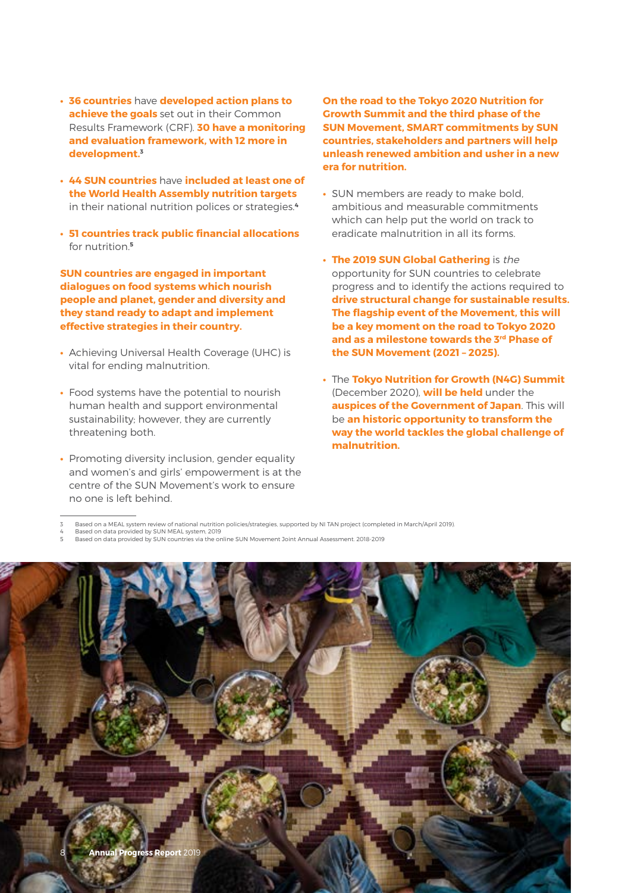- **36 countries** have **developed action plans to achieve the goals** set out in their Common Results Framework (CRF). **30 have a monitoring and evaluation framework, with 12 more in development.**[3]

- **44 SUN countries** have **included at least one of the World Health Assembly nutrition targets** in their national nutrition polices or strategies.[4]

- **51 countries track public financial allocations** for nutrition.[5]

**SUN countries are engaged in important dialogues on food systems which nourish people and planet, gender and diversity and they stand ready to adapt and implement effective strategies in their country.**

- Achieving Universal Health Coverage (UHC) is vital for ending malnutrition.

- Food systems have the potential to nourish human health and support environmental sustainability; however, they are currently threatening both.

- Promoting diversity inclusion, gender equality and women's and girls' empowerment is at the centre of the SUN Movement's work to ensure no one is left behind.

**On the road to the Tokyo 2020 Nutrition for Growth Summit and the third phase of the SUN Movement, SMART commitments by SUN countries, stakeholders and partners will help unleash renewed ambition and usher in a new era for nutrition.**

- SUN members are ready to make bold, ambitious and measurable commitments which can help put the world on track to eradicate malnutrition in all its forms.

- **The 2019 SUN Global Gathering** is *the* opportunity for SUN countries to celebrate progress and to identify the actions required to **drive structural change for sustainable results. The flagship event of the Movement, this will be a key moment on the road to Tokyo 2020 and as a milestone towards the 3rd Phase of the SUN Movement (2021 – 2025).**

- The **Tokyo Nutrition for Growth (N4G) Summit** (December 2020), **will be held** under the **auspices of the Government of Japan**. This will be **an historic opportunity to transform the way the world tackles the global challenge of malnutrition.**

---

3 Based on a MEAL system review of national nutrition policies/strategies, supported by NI TAN project (completed in March/April 2019).
4 Based on data provided by SUN MEAL system, 2019
5 Based on data provided by SUN countries via the online SUN Movement Joint Annual Assessment. 2018-2019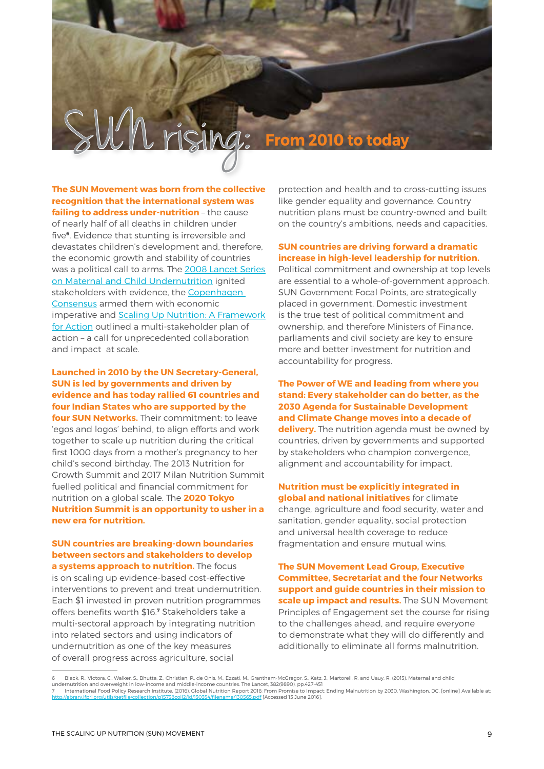# SUN rising: From 2010 to today

**The SUN Movement was born from the collective recognition that the international system was failing to address under-nutrition** – the cause of nearly half of all deaths in children under five[6]. Evidence that stunting is irreversible and devastates children's development and, therefore, the economic growth and stability of countries was a political call to arms. The 2008 Lancet Series on Maternal and Child Undernutrition ignited stakeholders with evidence, the Copenhagen Consensus armed them with economic imperative and Scaling Up Nutrition: A Framework for Action outlined a multi-stakeholder plan of action – a call for unprecedented collaboration and impact at scale.

**Launched in 2010 by the UN Secretary-General, SUN is led by governments and driven by evidence and has today rallied 61 countries and four Indian States who are supported by the four SUN Networks.** Their commitment: to leave 'egos and logos' behind, to align efforts and work together to scale up nutrition during the critical first 1000 days from a mother's pregnancy to her child's second birthday. The 2013 Nutrition for Growth Summit and 2017 Milan Nutrition Summit fuelled political and financial commitment for nutrition on a global scale. The **2020 Tokyo Nutrition Summit is an opportunity to usher in a new era for nutrition.**

**SUN countries are breaking-down boundaries between sectors and stakeholders to develop a systems approach to nutrition.** The focus is on scaling up evidence-based cost-effective interventions to prevent and treat undernutrition. Each $1 invested in proven nutrition programmes offers benefits worth $16.[7] Stakeholders take a multi-sectoral approach by integrating nutrition into related sectors and using indicators of undernutrition as one of the key measures of overall progress across agriculture, social protection and health and to cross-cutting issues like gender equality and governance. Country nutrition plans must be country-owned and built on the country's ambitions, needs and capacities.

**SUN countries are driving forward a dramatic increase in high-level leadership for nutrition.** Political commitment and ownership at top levels are essential to a whole-of-government approach. SUN Government Focal Points, are strategically placed in government. Domestic investment is the true test of political commitment and ownership, and therefore Ministers of Finance, parliaments and civil society are key to ensure more and better investment for nutrition and accountability for progress.

**The Power of WE and leading from where you stand: Every stakeholder can do better, as the 2030 Agenda for Sustainable Development and Climate Change moves into a decade of delivery.** The nutrition agenda must be owned by countries, driven by governments and supported by stakeholders who champion convergence, alignment and accountability for impact.

**Nutrition must be explicitly integrated in global and national initiatives** for climate change, agriculture and food security, water and sanitation, gender equality, social protection and universal health coverage to reduce fragmentation and ensure mutual wins.

**The SUN Movement Lead Group, Executive Committee, Secretariat and the four Networks support and guide countries in their mission to scale up impact and results.** The SUN Movement Principles of Engagement set the course for rising to the challenges ahead, and require everyone to demonstrate what they will do differently and additionally to eliminate all forms malnutrition.

---

6 Black, R., Victora, C., Walker, S., Bhutta, Z., Christian, P., de Onis, M., Ezzati, M., Grantham-McGregor, S., Katz, J., Martorell, R. and Uauy, R. (2013). Maternal and child undernutrition and overweight in low-income and middle-income countries. The Lancet, 382(9890), pp.427-451

7 International Food Policy Research Institute, (2016). Global Nutrition Report 2016: From Promise to Impact: Ending Malnutrition by 2030. Washington, DC. [online] Available at: http://ebrary.ifpri.org/utils/getfile/collection/p15738coll2/id/130354/filename/130565.pdf [Accessed 15 June 2016].